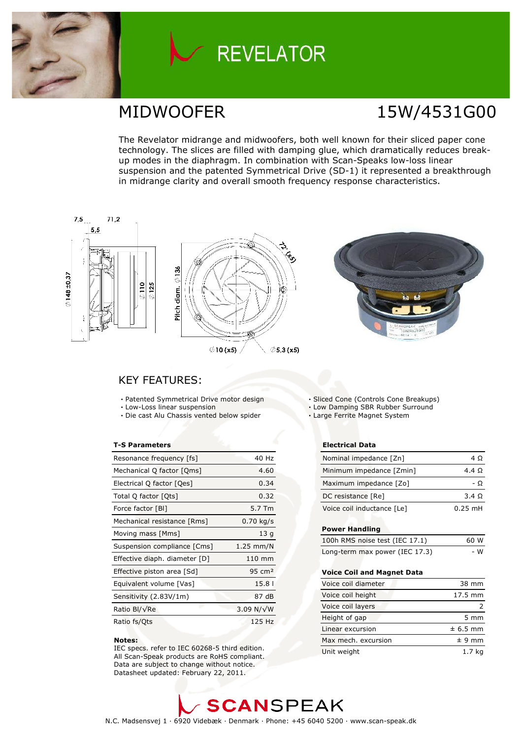# REVELATOR

## MIDWOOFER

## 15W/4531G00

The Revelator midrange and midwoofers, both well known for their sliced paper cone technology. The slices are filled with damping glue, which dramatically reduces break-up modes in the diaphragm. In combination with Scan-Speaks low-loss linear suspension and the patented Symmetrical Drive (SD-1) it represented a breakthrough in midrange clarity and overall smooth frequency response characteristics.

## KEY FEATURES:

- Patented Symmetrical Drive motor design
- Low-Loss linear suspension
- Die cast Alu Chassis vented below spider
- Sliced Cone (Controls Cone Breakups)
- Low Damping SBR Rubber Surround
- Large Ferrite Magnet System

**T-S Parameters**

| | |
|---|---|
| Resonance frequency [fs] | 40 Hz |
| Mechanical Q factor [Qms] | 4.60 |
| Electrical Q factor [Qes] | 0.34 |
| Total Q factor [Qts] | 0.32 |
| Force factor [Bl] | 5.7 Tm |
| Mechanical resistance [Rms] | 0.70 kg/s |
| Moving mass [Mms] | 13 g |
| Suspension compliance [Cms] | 1.25 mm/N |
| Effective diaph. diameter [D] | 110 mm |
| Effective piston area [Sd] | 95 cm² |
| Equivalent volume [Vas] | 15.8 l |
| Sensitivity (2.83V/1m) | 87 dB |
| Ratio Bl/√Re | 3.09 N/√W |
| Ratio fs/Qts | 125 Hz |

**Notes:**
IEC specs. refer to IEC 60268-5 third edition.
All Scan-Speak products are RoHS compliant.
Data are subject to change without notice.
Datasheet updated: February 22, 2011.

**Electrical Data**

| | |
|---|---|
| Nominal impedance [Zn] | 4 Ω |
| Minimum impedance [Zmin] | 4.4 Ω |
| Maximum impedance [Zo] | - Ω |
| DC resistance [Re] | 3.4 Ω |
| Voice coil inductance [Le] | 0.25 mH |

**Power Handling**

| | |
|---|---|
| 100h RMS noise test (IEC 17.1) | 60 W |
| Long-term max power (IEC 17.3) | - W |

**Voice Coil and Magnet Data**

| | |
|---|---|
| Voice coil diameter | 38 mm |
| Voice coil height | 17.5 mm |
| Voice coil layers | 2 |
| Height of gap | 5 mm |
| Linear excursion | ± 6.5 mm |
| Max mech. excursion | ± 9 mm |
| Unit weight | 1.7 kg |

SCANSPEAK

N.C. Madsensvej 1 · 6920 Videbæk · Denmark · Phone: +45 6040 5200 · www.scan-speak.dk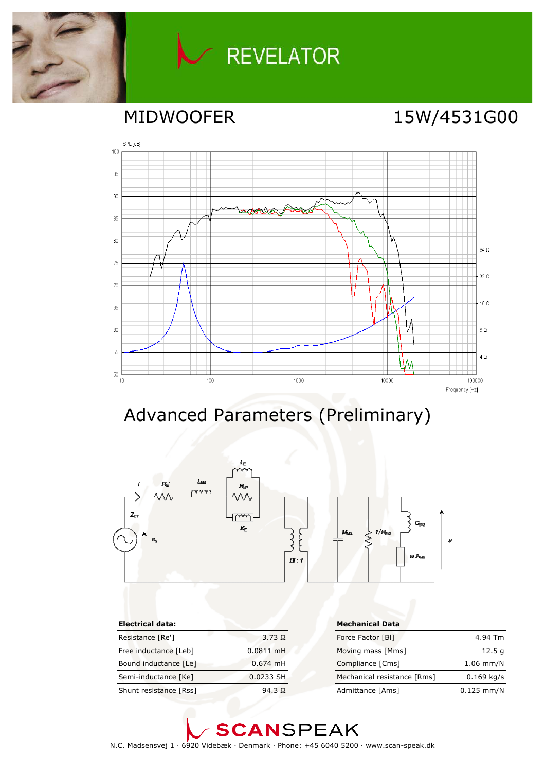# REVELATOR

## MIDWOOFER

## 15W/4531G00

SPL [dB]

100
95
90
85
80
75
70
65
60
55
50

64 Ω
32 Ω
16 Ω
8 Ω
4 Ω

10
100
1000
10000
100000

Frequency [Hz]

# Advanced Parameters (Preliminary)

$L_E$
$R_E'$
$L_{eb}$
$R_{SS}$
$K_E$
$i$
$Z_{ET}$
$e_g$
$Bl : 1$
$M_{MS}$
$1/R_{MS}$
$C_{MS}$
$\omega A_{MS}$
$u$

| **Electrical data:** | |
|---|---|
| Resistance [Re'] | 3.73 Ω |
| Free inductance [Leb] | 0.0811 mH |
| Bound inductance [Le] | 0.674 mH |
| Semi-inductance [Ke] | 0.0233 SH |
| Shunt resistance [Rss] | 94.3 Ω |

| **Mechanical Data** | |
|---|---|
| Force Factor [Bl] | 4.94 Tm |
| Moving mass [Mms] | 12.5 g |
| Compliance [Cms] | 1.06 mm/N |
| Mechanical resistance [Rms] | 0.169 kg/s |
| Admittance [Ams] | 0.125 mm/N |

SCANSPEAK

N.C. Madsensvej 1 · 6920 Videbæk · Denmark · Phone: +45 6040 5200 · www.scan-speak.dk